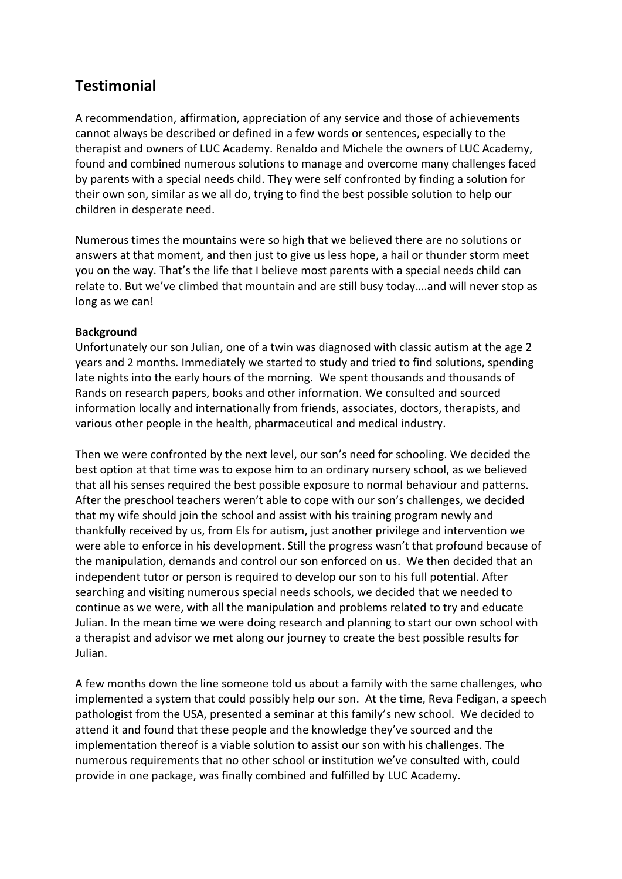## Testimonial

A recommendation, affirmation, appreciation of any service and those of achievements cannot always be described or defined in a few words or sentences, especially to the therapist and owners of LUC Academy. Renaldo and Michele the owners of LUC Academy, found and combined numerous solutions to manage and overcome many challenges faced by parents with a special needs child. They were self confronted by finding a solution for their own son, similar as we all do, trying to find the best possible solution to help our children in desperate need.

Numerous times the mountains were so high that we believed there are no solutions or answers at that moment, and then just to give us less hope, a hail or thunder storm meet you on the way. That's the life that I believe most parents with a special needs child can relate to. But we've climbed that mountain and are still busy today….and will never stop as long as we can!

**Background**
Unfortunately our son Julian, one of a twin was diagnosed with classic autism at the age 2 years and 2 months. Immediately we started to study and tried to find solutions, spending late nights into the early hours of the morning. We spent thousands and thousands of Rands on research papers, books and other information. We consulted and sourced information locally and internationally from friends, associates, doctors, therapists, and various other people in the health, pharmaceutical and medical industry.

Then we were confronted by the next level, our son's need for schooling. We decided the best option at that time was to expose him to an ordinary nursery school, as we believed that all his senses required the best possible exposure to normal behaviour and patterns. After the preschool teachers weren't able to cope with our son's challenges, we decided that my wife should join the school and assist with his training program newly and thankfully received by us, from Els for autism, just another privilege and intervention we were able to enforce in his development. Still the progress wasn't that profound because of the manipulation, demands and control our son enforced on us. We then decided that an independent tutor or person is required to develop our son to his full potential. After searching and visiting numerous special needs schools, we decided that we needed to continue as we were, with all the manipulation and problems related to try and educate Julian. In the mean time we were doing research and planning to start our own school with a therapist and advisor we met along our journey to create the best possible results for Julian.

A few months down the line someone told us about a family with the same challenges, who implemented a system that could possibly help our son. At the time, Reva Fedigan, a speech pathologist from the USA, presented a seminar at this family's new school. We decided to attend it and found that these people and the knowledge they've sourced and the implementation thereof is a viable solution to assist our son with his challenges. The numerous requirements that no other school or institution we've consulted with, could provide in one package, was finally combined and fulfilled by LUC Academy.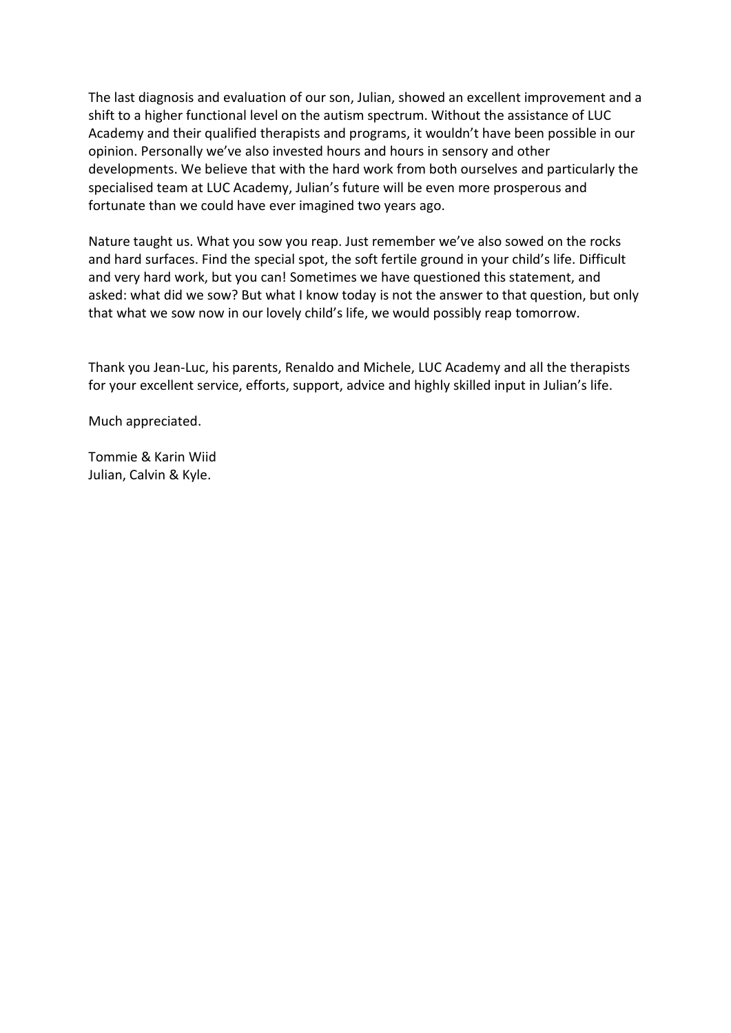The last diagnosis and evaluation of our son, Julian, showed an excellent improvement and a shift to a higher functional level on the autism spectrum. Without the assistance of LUC Academy and their qualified therapists and programs, it wouldn't have been possible in our opinion. Personally we've also invested hours and hours in sensory and other developments. We believe that with the hard work from both ourselves and particularly the specialised team at LUC Academy, Julian's future will be even more prosperous and fortunate than we could have ever imagined two years ago.

Nature taught us. What you sow you reap. Just remember we've also sowed on the rocks and hard surfaces. Find the special spot, the soft fertile ground in your child's life. Difficult and very hard work, but you can! Sometimes we have questioned this statement, and asked: what did we sow? But what I know today is not the answer to that question, but only that what we sow now in our lovely child's life, we would possibly reap tomorrow.

Thank you Jean-Luc, his parents, Renaldo and Michele, LUC Academy and all the therapists for your excellent service, efforts, support, advice and highly skilled input in Julian's life.

Much appreciated.

Tommie & Karin Wiid  
Julian, Calvin & Kyle.